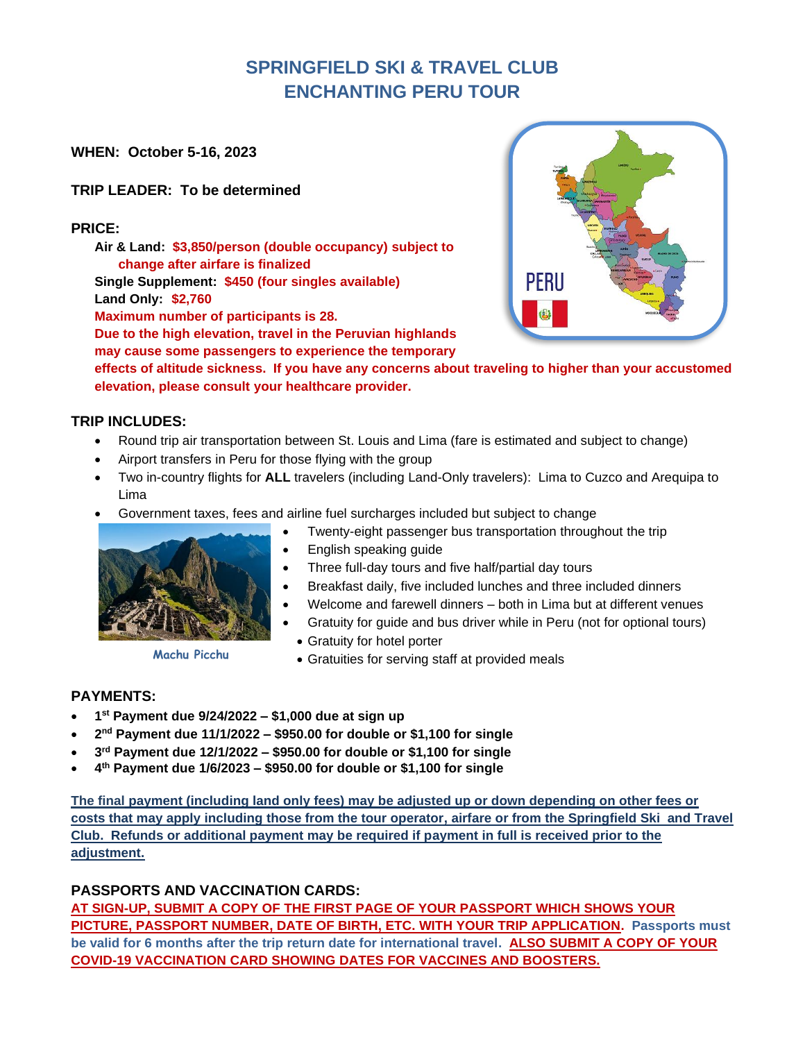# SPRINGFIELD SKI & TRAVEL CLUB
# ENCHANTING PERU TOUR

**WHEN: October 5-16, 2023**

**TRIP LEADER: To be determined**

**PRICE:**

**Air & Land: $3,850/person (double occupancy) subject to change after airfare is finalized**
**Single Supplement: $450 (four singles available)**
**Land Only: $2,760**
**Maximum number of participants is 28.**
**Due to the high elevation, travel in the Peruvian highlands may cause some passengers to experience the temporary effects of altitude sickness. If you have any concerns about traveling to higher than your accustomed elevation, please consult your healthcare provider.**

## TRIP INCLUDES:

- Round trip air transportation between St. Louis and Lima (fare is estimated and subject to change)
- Airport transfers in Peru for those flying with the group
- Two in-country flights for **ALL** travelers (including Land-Only travelers): Lima to Cuzco and Arequipa to Lima
- Government taxes, fees and airline fuel surcharges included but subject to change
- Twenty-eight passenger bus transportation throughout the trip
- English speaking guide
- Three full-day tours and five half/partial day tours
- Breakfast daily, five included lunches and three included dinners
- Welcome and farewell dinners – both in Lima but at different venues
- Gratuity for guide and bus driver while in Peru (not for optional tours)
- Gratuity for hotel porter
- Gratuities for serving staff at provided meals

Machu Picchu

## PAYMENTS:

- **1st Payment due 9/24/2022 – $1,000 due at sign up**
- **2nd Payment due 11/1/2022 – $950.00 for double or $1,100 for single**
- **3rd Payment due 12/1/2022 – $950.00 for double or $1,100 for single**
- **4th Payment due 1/6/2023 – $950.00 for double or $1,100 for single**

**The final payment (including land only fees) may be adjusted up or down depending on other fees or costs that may apply including those from the tour operator, airfare or from the Springfield Ski and Travel Club. Refunds or additional payment may be required if payment in full is received prior to the adjustment.**

## PASSPORTS AND VACCINATION CARDS:

**AT SIGN-UP, SUBMIT A COPY OF THE FIRST PAGE OF YOUR PASSPORT WHICH SHOWS YOUR PICTURE, PASSPORT NUMBER, DATE OF BIRTH, ETC. WITH YOUR TRIP APPLICATION. Passports must be valid for 6 months after the trip return date for international travel. ALSO SUBMIT A COPY OF YOUR COVID-19 VACCINATION CARD SHOWING DATES FOR VACCINES AND BOOSTERS.**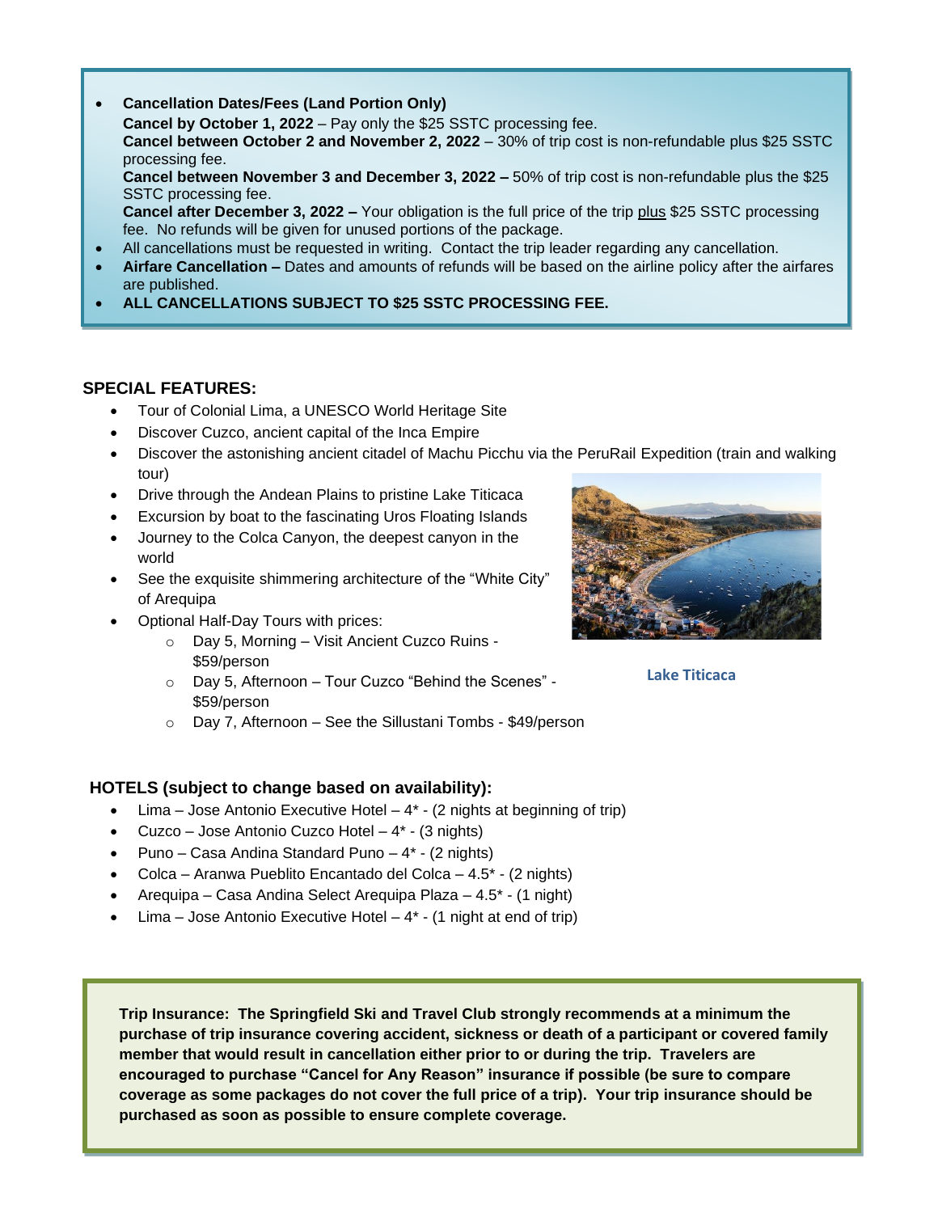- **Cancellation Dates/Fees (Land Portion Only)**
  **Cancel by October 1, 2022** – Pay only the $25 SSTC processing fee.
  **Cancel between October 2 and November 2, 2022** – 30% of trip cost is non-refundable plus $25 SSTC processing fee.
  **Cancel between November 3 and December 3, 2022 –** 50% of trip cost is non-refundable plus the $25 SSTC processing fee.
  **Cancel after December 3, 2022 –** Your obligation is the full price of the trip plus $25 SSTC processing fee. No refunds will be given for unused portions of the package.
- All cancellations must be requested in writing. Contact the trip leader regarding any cancellation.
- **Airfare Cancellation –** Dates and amounts of refunds will be based on the airline policy after the airfares are published.
- **ALL CANCELLATIONS SUBJECT TO $25 SSTC PROCESSING FEE.**

## SPECIAL FEATURES:

- Tour of Colonial Lima, a UNESCO World Heritage Site
- Discover Cuzco, ancient capital of the Inca Empire
- Discover the astonishing ancient citadel of Machu Picchu via the PeruRail Expedition (train and walking tour)
- Drive through the Andean Plains to pristine Lake Titicaca
- Excursion by boat to the fascinating Uros Floating Islands
- Journey to the Colca Canyon, the deepest canyon in the world
- See the exquisite shimmering architecture of the "White City" of Arequipa
- Optional Half-Day Tours with prices:
  - Day 5, Morning – Visit Ancient Cuzco Ruins - $59/person
  - Day 5, Afternoon – Tour Cuzco "Behind the Scenes" - $59/person
  - Day 7, Afternoon – See the Sillustani Tombs - $49/person

**Lake Titicaca**

## HOTELS (subject to change based on availability):

- Lima – Jose Antonio Executive Hotel – 4* - (2 nights at beginning of trip)
- Cuzco – Jose Antonio Cuzco Hotel – 4* - (3 nights)
- Puno – Casa Andina Standard Puno – 4* - (2 nights)
- Colca – Aranwa Pueblito Encantado del Colca – 4.5* - (2 nights)
- Arequipa – Casa Andina Select Arequipa Plaza – 4.5* - (1 night)
- Lima – Jose Antonio Executive Hotel – 4* - (1 night at end of trip)

**Trip Insurance: The Springfield Ski and Travel Club strongly recommends at a minimum the purchase of trip insurance covering accident, sickness or death of a participant or covered family member that would result in cancellation either prior to or during the trip. Travelers are encouraged to purchase "Cancel for Any Reason" insurance if possible (be sure to compare coverage as some packages do not cover the full price of a trip). Your trip insurance should be purchased as soon as possible to ensure complete coverage.**